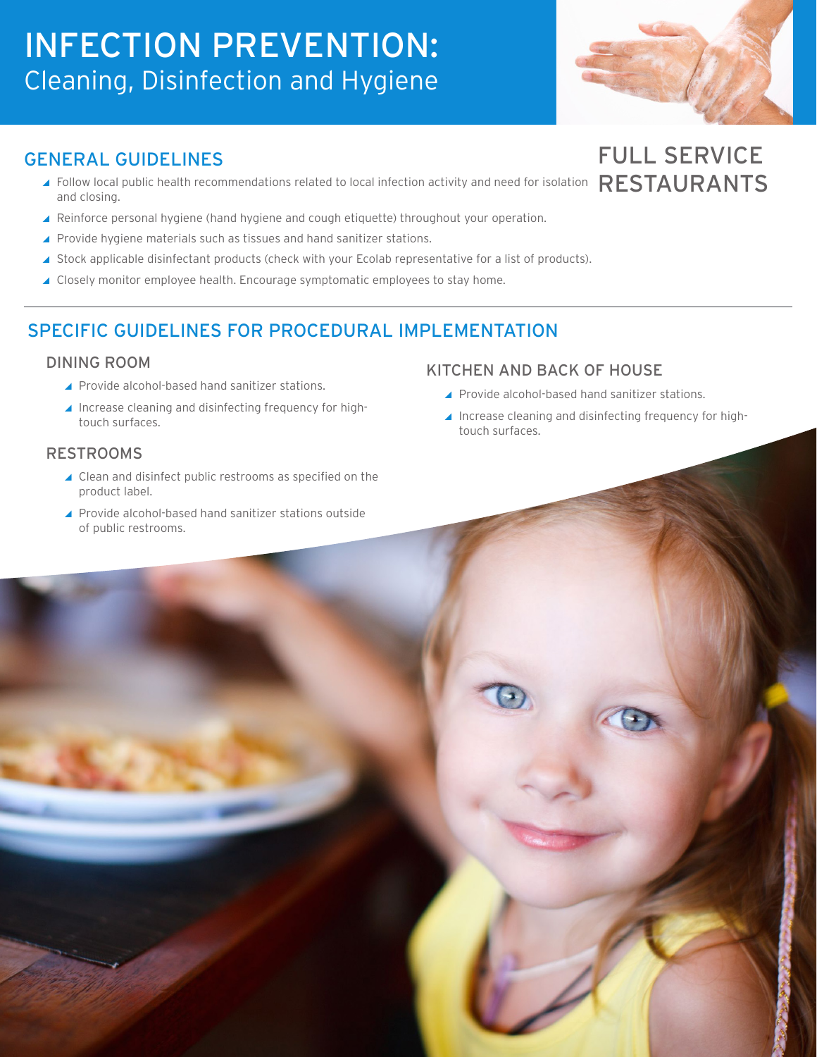# INFECTION PREVENTION:
## Cleaning, Disinfection and Hygiene

## FULL SERVICE RESTAURANTS

## GENERAL GUIDELINES

- Follow local public health recommendations related to local infection activity and need for isolation and closing.
- Reinforce personal hygiene (hand hygiene and cough etiquette) throughout your operation.
- Provide hygiene materials such as tissues and hand sanitizer stations.
- Stock applicable disinfectant products (check with your Ecolab representative for a list of products).
- Closely monitor employee health. Encourage symptomatic employees to stay home.

## SPECIFIC GUIDELINES FOR PROCEDURAL IMPLEMENTATION

### DINING ROOM

- Provide alcohol-based hand sanitizer stations.
- Increase cleaning and disinfecting frequency for high-touch surfaces.

### RESTROOMS

- Clean and disinfect public restrooms as specified on the product label.
- Provide alcohol-based hand sanitizer stations outside of public restrooms.

### KITCHEN AND BACK OF HOUSE

- Provide alcohol-based hand sanitizer stations.
- Increase cleaning and disinfecting frequency for high-touch surfaces.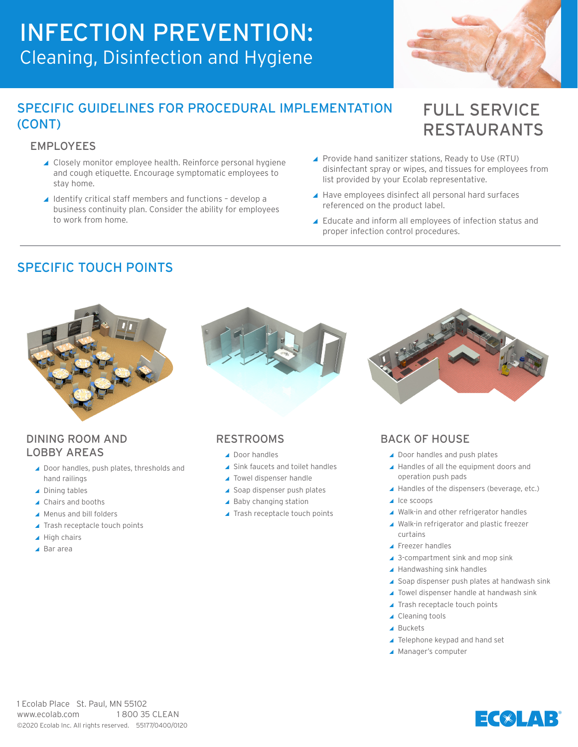# INFECTION PREVENTION:
## Cleaning, Disinfection and Hygiene

## SPECIFIC GUIDELINES FOR PROCEDURAL IMPLEMENTATION (CONT)

## FULL SERVICE RESTAURANTS

### EMPLOYEES

- Closely monitor employee health. Reinforce personal hygiene and cough etiquette. Encourage symptomatic employees to stay home.
- Identify critical staff members and functions – develop a business continuity plan. Consider the ability for employees to work from home.
- Provide hand sanitizer stations, Ready to Use (RTU) disinfectant spray or wipes, and tissues for employees from list provided by your Ecolab representative.
- Have employees disinfect all personal hard surfaces referenced on the product label.
- Educate and inform all employees of infection status and proper infection control procedures.

## SPECIFIC TOUCH POINTS

### DINING ROOM AND LOBBY AREAS

- Door handles, push plates, thresholds and hand railings
- Dining tables
- Chairs and booths
- Menus and bill folders
- Trash receptacle touch points
- High chairs
- Bar area

### RESTROOMS

- Door handles
- Sink faucets and toilet handles
- Towel dispenser handle
- Soap dispenser push plates
- Baby changing station
- Trash receptacle touch points

### BACK OF HOUSE

- Door handles and push plates
- Handles of all the equipment doors and operation push pads
- Handles of the dispensers (beverage, etc.)
- Ice scoops
- Walk-in and other refrigerator handles
- Walk-in refrigerator and plastic freezer curtains
- Freezer handles
- 3-compartment sink and mop sink
- Handwashing sink handles
- Soap dispenser push plates at handwash sink
- Towel dispenser handle at handwash sink
- Trash receptacle touch points
- Cleaning tools
- Buckets
- Telephone keypad and hand set
- Manager's computer

1 Ecolab Place St. Paul, MN 55102
www.ecolab.com 1 800 35 CLEAN
©2020 Ecolab Inc. All rights reserved. 55177/0400/0120

ECOLAB®